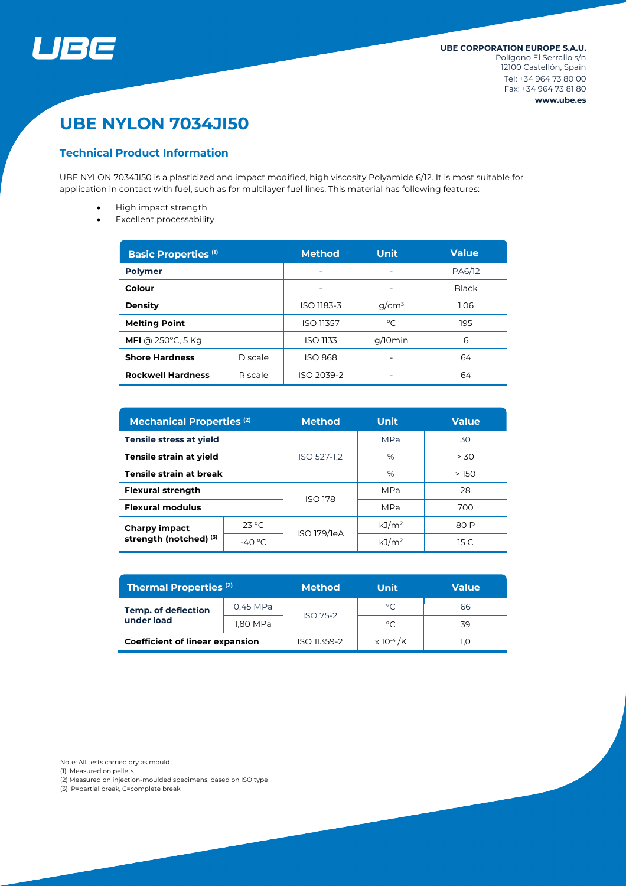UBE CORPORATION EUROPE S.A.U.
Polígono El Serrallo s/n
12100 Castellón, Spain
Tel: +34 964 73 80 00
Fax: +34 964 73 81 80
www.ube.es

# UBE NYLON 7034JI50

## Technical Product Information

UBE NYLON 7034JI50 is a plasticized and impact modified, high viscosity Polyamide 6/12. It is most suitable for application in contact with fuel, such as for multilayer fuel lines. This material has following features:

- High impact strength
- Excellent processability

| Basic Properties [1] | | Method | Unit | Value |
|---|---|---|---|---|
| **Polymer** | | - | - | PA6/12 |
| **Colour** | | - | - | Black |
| **Density** | | ISO 1183-3 | g/cm³ | 1,06 |
| **Melting Point** | | ISO 11357 | °C | 195 |
| **MFI** @ 250°C, 5 Kg | | ISO 1133 | g/10min | 6 |
| **Shore Hardness** | D scale | ISO 868 | - | 64 |
| **Rockwell Hardness** | R scale | ISO 2039-2 | - | 64 |

| Mechanical Properties [2] | | Method | Unit | Value |
|---|---|---|---|---|
| **Tensile stress at yield** | | ISO 527-1,2 | MPa | 30 |
| **Tensile strain at yield** | | | % | > 30 |
| **Tensile strain at break** | | | % | > 150 |
| **Flexural strength** | | ISO 178 | MPa | 28 |
| **Flexural modulus** | | | MPa | 700 |
| **Charpy impact strength (notched) [3]** | 23 °C | ISO 179/1eA | kJ/m² | 80 P |
| | -40 °C | | kJ/m² | 15 C |

| Thermal Properties [2] | | Method | Unit | Value |
|---|---|---|---|---|
| **Temp. of deflection under load** | 0,45 MPa | ISO 75-2 | °C | 66 |
| | 1,80 MPa | | °C | 39 |
| **Coefficient of linear expansion** | | ISO 11359-2 | $x\,10^{-4}$ /K | 1,0 |

Note: All tests carried dry as mould
(1) Measured on pellets
(2) Measured on injection-moulded specimens, based on ISO type
(3) P=partial break, C=complete break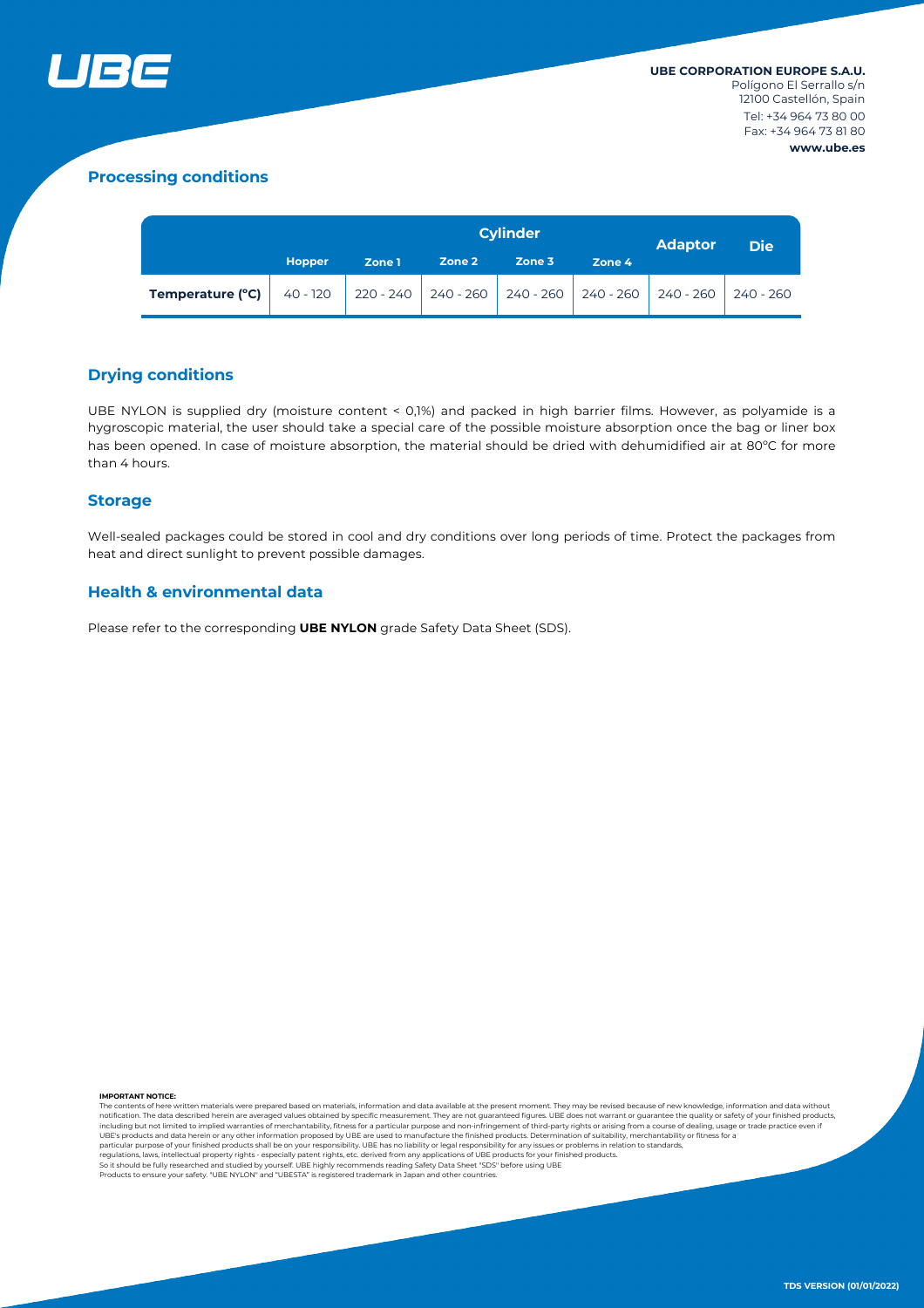## Processing conditions

| | Cylinder | | | | | Adaptor | Die |
|---|---|---|---|---|---|---|---|
| | Hopper | Zone 1 | Zone 2 | Zone 3 | Zone 4 | | |
| **Temperature (°C)** | 40 - 120 | 220 - 240 | 240 - 260 | 240 - 260 | 240 - 260 | 240 - 260 | 240 - 260 |

## Drying conditions

UBE NYLON is supplied dry (moisture content < 0,1%) and packed in high barrier films. However, as polyamide is a hygroscopic material, the user should take a special care of the possible moisture absorption once the bag or liner box has been opened. In case of moisture absorption, the material should be dried with dehumidified air at 80°C for more than 4 hours.

## Storage

Well-sealed packages could be stored in cool and dry conditions over long periods of time. Protect the packages from heat and direct sunlight to prevent possible damages.

## Health & environmental data

Please refer to the corresponding **UBE NYLON** grade Safety Data Sheet (SDS).

**IMPORTANT NOTICE:**
The contents of here written materials were prepared based on materials, information and data available at the present moment. They may be revised because of new knowledge, information and data without notification. The data described herein are averaged values obtained by specific measurement. They are not guaranteed figures. UBE does not warrant or guarantee the quality or safety of your finished products, including but not limited to implied warranties of merchantability, fitness for a particular purpose and non-infringement of third-party rights or arising from a course of dealing, usage or trade practice even if UBE's products and data herein or any other information proposed by UBE are used to manufacture the finished products. Determination of suitability, merchantability or fitness for a particular purpose of your finished products shall be on your responsibility. UBE has no liability or legal responsibility for any issues or problems in relation to standards, regulations, laws, intellectual property rights - especially patent rights, etc. derived from any applications of UBE products for your finished products.
So it should be fully researched and studied by yourself. UBE highly recommends reading Safety Data Sheet "SDS" before using UBE Products to ensure your safety. "UBE NYLON" and "UBESTA" is registered trademark in Japan and other countries.

TDS VERSION (01/01/2022)